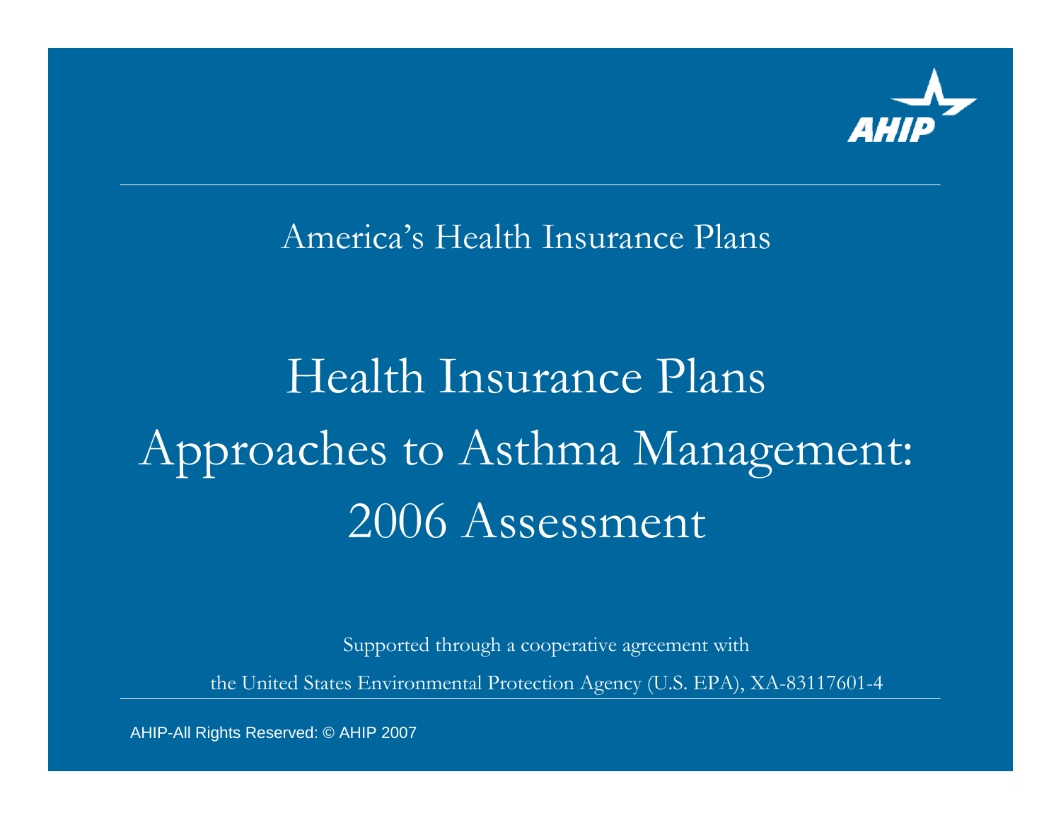AHIP

America's Health Insurance Plans

# Health Insurance Plans Approaches to Asthma Management: 2006 Assessment

Supported through a cooperative agreement with

the United States Environmental Protection Agency (U.S. EPA), XA-83117601-4

AHIP-All Rights Reserved: © AHIP 2007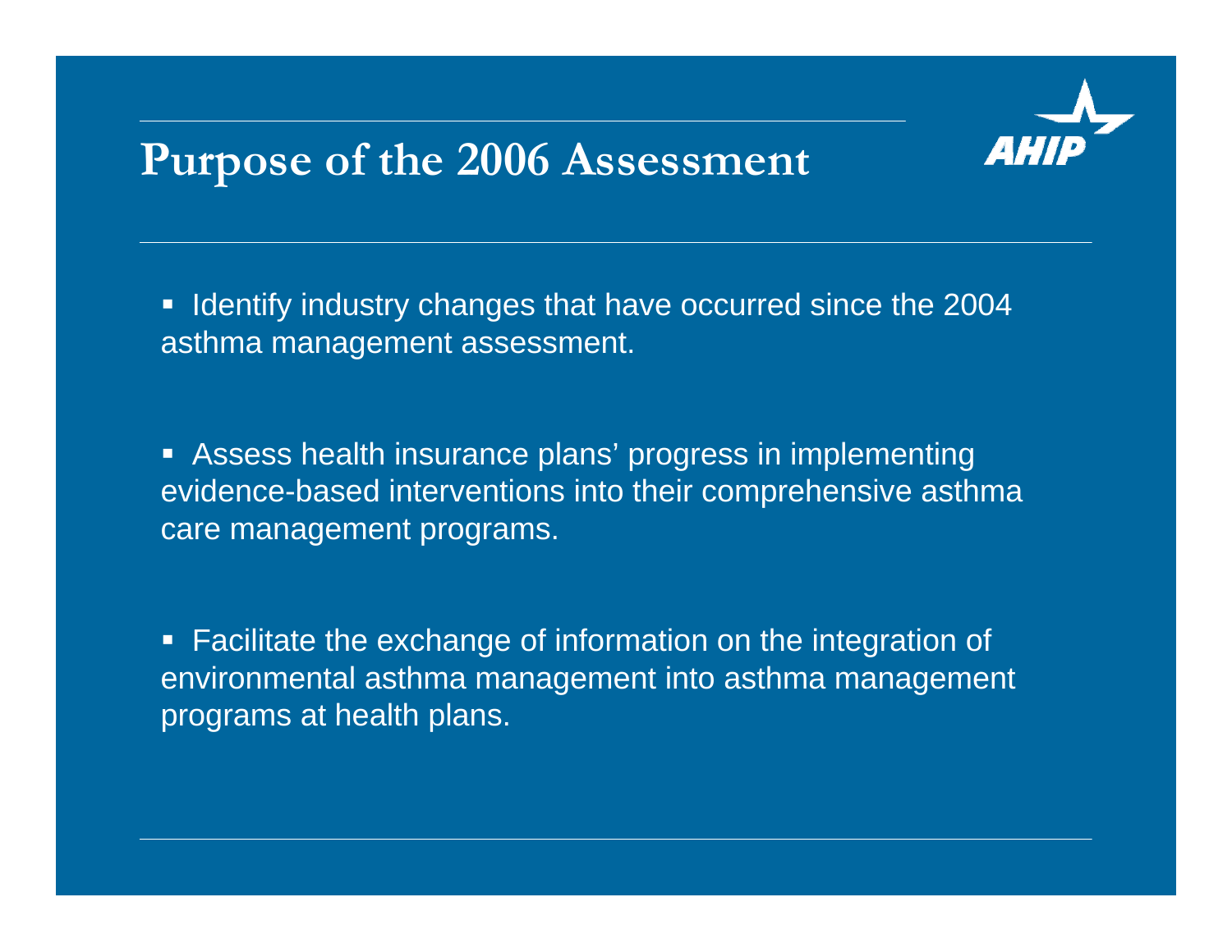# Purpose of the 2006 Assessment

- Identify industry changes that have occurred since the 2004 asthma management assessment.

- Assess health insurance plans’ progress in implementing evidence-based interventions into their comprehensive asthma care management programs.

- Facilitate the exchange of information on the integration of environmental asthma management into asthma management programs at health plans.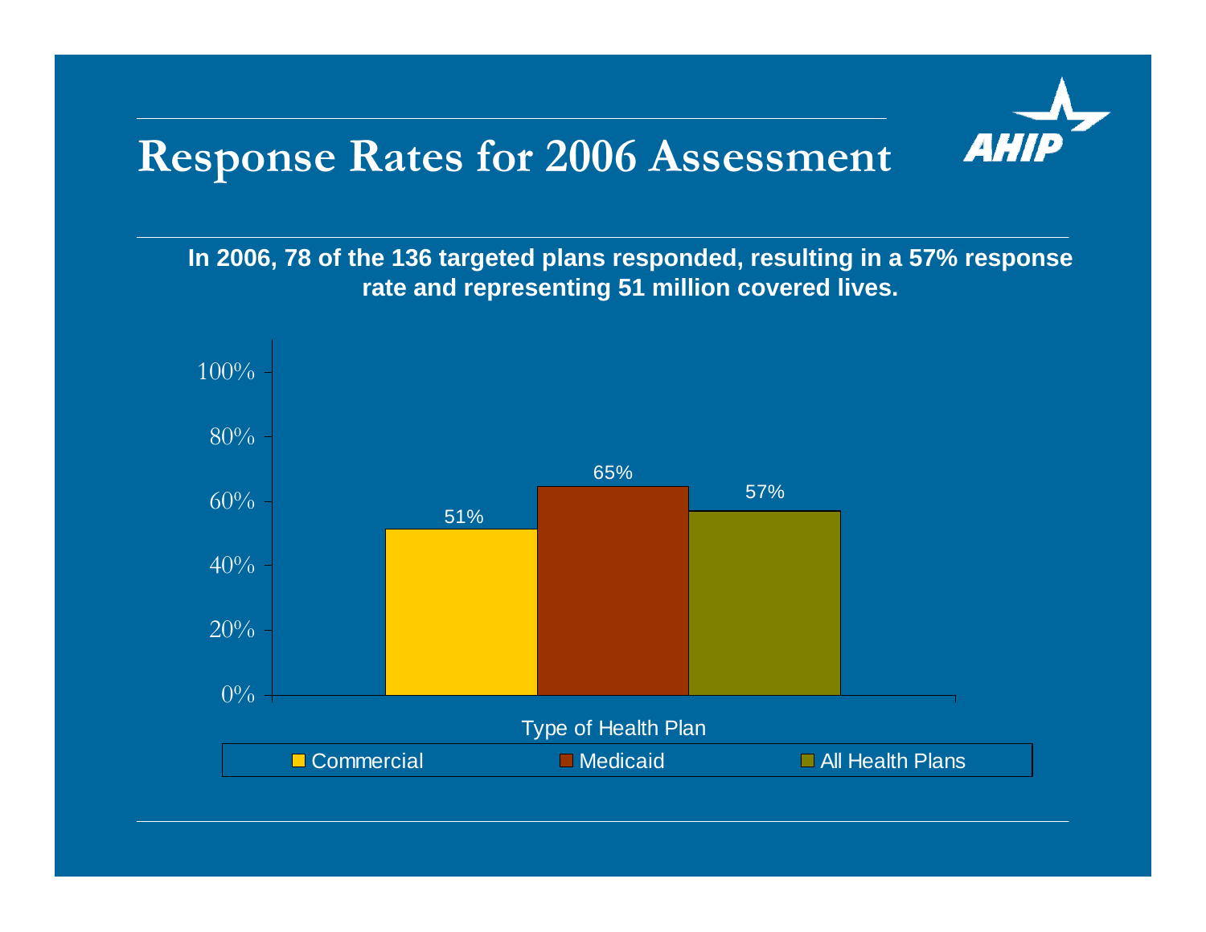# Response Rates for 2006 Assessment

**In 2006, 78 of the 136 targeted plans responded, resulting in a 57% response rate and representing 51 million covered lives.**

| Type of Health Plan | Response Rate |
| --- | --- |
| Commercial | 51% |
| Medicaid | 65% |
| All Health Plans | 57% |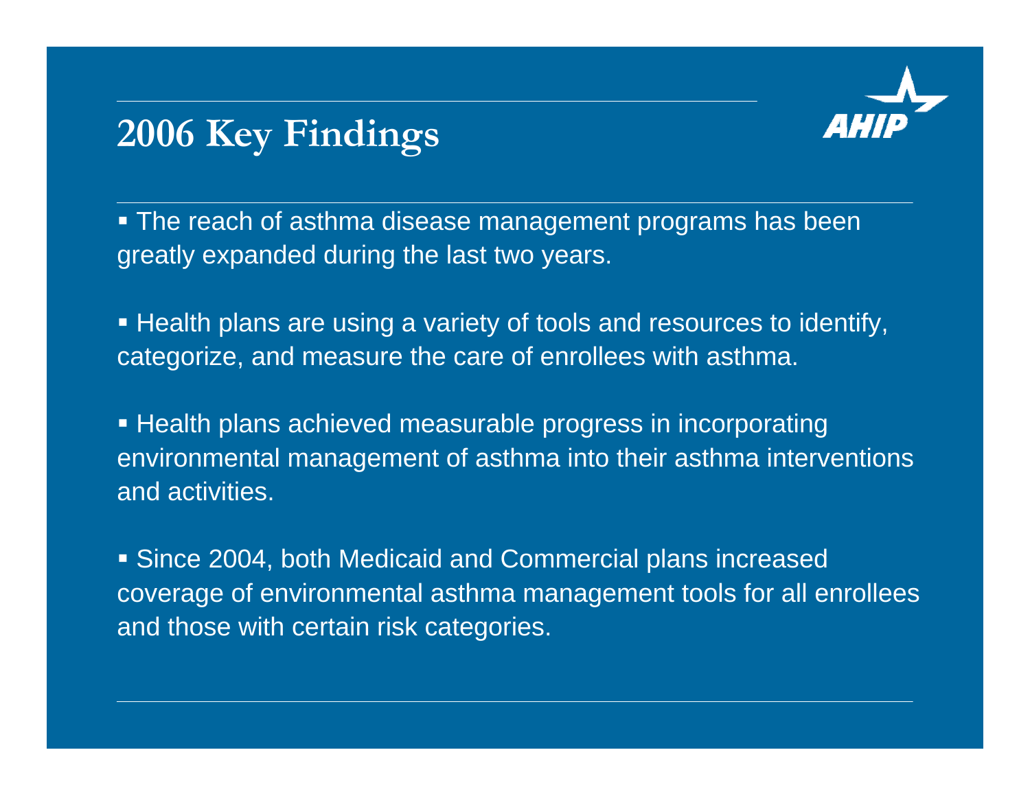# 2006 Key Findings

- The reach of asthma disease management programs has been greatly expanded during the last two years.

- Health plans are using a variety of tools and resources to identify, categorize, and measure the care of enrollees with asthma.

- Health plans achieved measurable progress in incorporating environmental management of asthma into their asthma interventions and activities.

- Since 2004, both Medicaid and Commercial plans increased coverage of environmental asthma management tools for all enrollees and those with certain risk categories.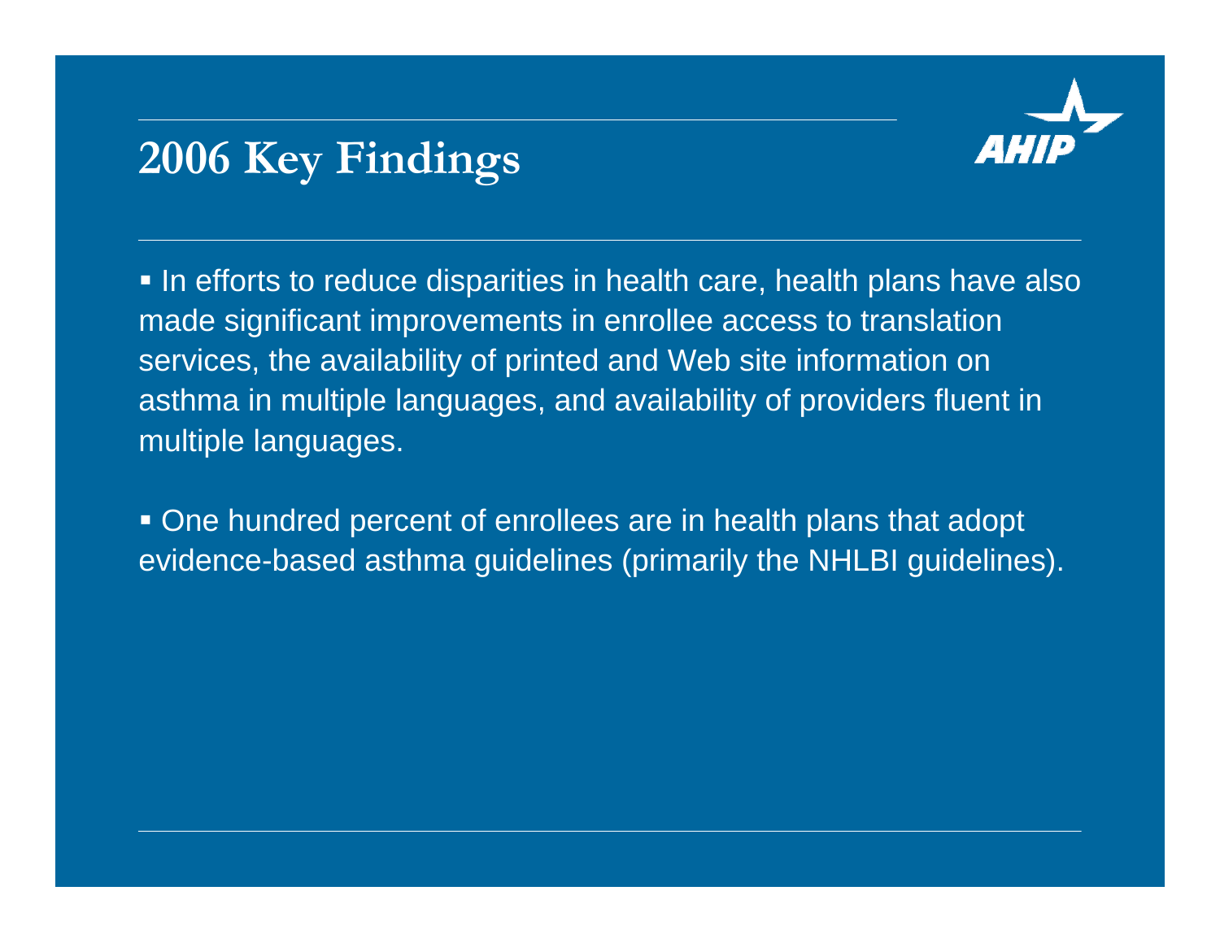# 2006 Key Findings

- In efforts to reduce disparities in health care, health plans have also made significant improvements in enrollee access to translation services, the availability of printed and Web site information on asthma in multiple languages, and availability of providers fluent in multiple languages.

- One hundred percent of enrollees are in health plans that adopt evidence-based asthma guidelines (primarily the NHLBI guidelines).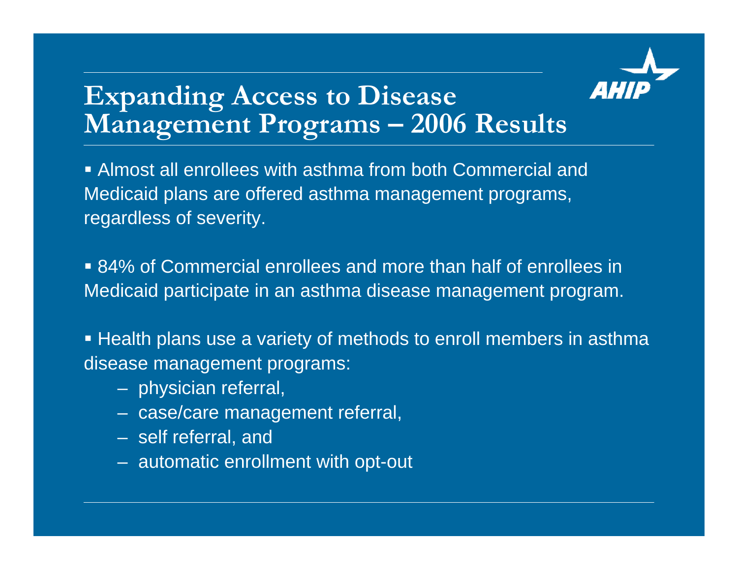# Expanding Access to Disease Management Programs – 2006 Results

- Almost all enrollees with asthma from both Commercial and Medicaid plans are offered asthma management programs, regardless of severity.

- 84% of Commercial enrollees and more than half of enrollees in Medicaid participate in an asthma disease management program.

- Health plans use a variety of methods to enroll members in asthma disease management programs:
  - physician referral,
  - case/care management referral,
  - self referral, and
  - automatic enrollment with opt-out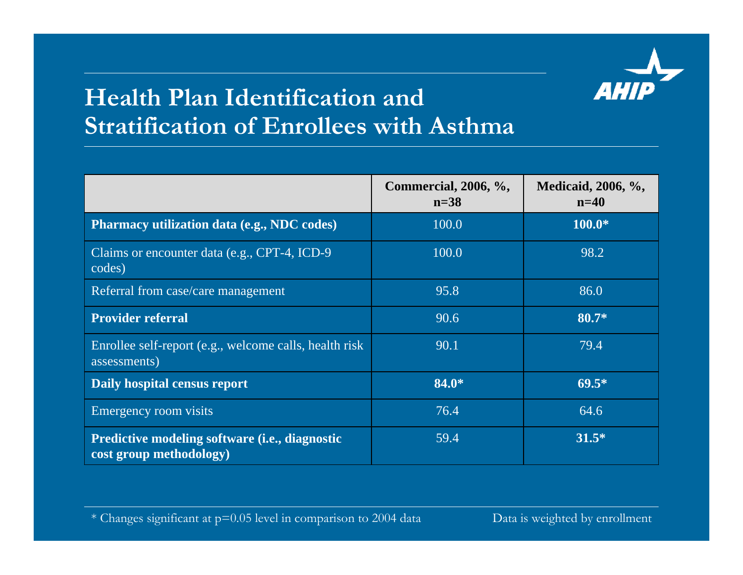# Health Plan Identification and Stratification of Enrollees with Asthma

| | Commercial, 2006, %, n=38 | Medicaid, 2006, %, n=40 |
|---|---|---|
| **Pharmacy utilization data (e.g., NDC codes)** | 100.0 | **100.0*** |
| Claims or encounter data (e.g., CPT-4, ICD-9 codes) | 100.0 | 98.2 |
| Referral from case/care management | 95.8 | 86.0 |
| **Provider referral** | 90.6 | **80.7*** |
| Enrollee self-report (e.g., welcome calls, health risk assessments) | 90.1 | 79.4 |
| **Daily hospital census report** | **84.0*** | **69.5*** |
| Emergency room visits | 76.4 | 64.6 |
| **Predictive modeling software (i.e., diagnostic cost group methodology)** | 59.4 | **31.5*** |

* Changes significant at $p=0.05$ level in comparison to 2004 data

Data is weighted by enrollment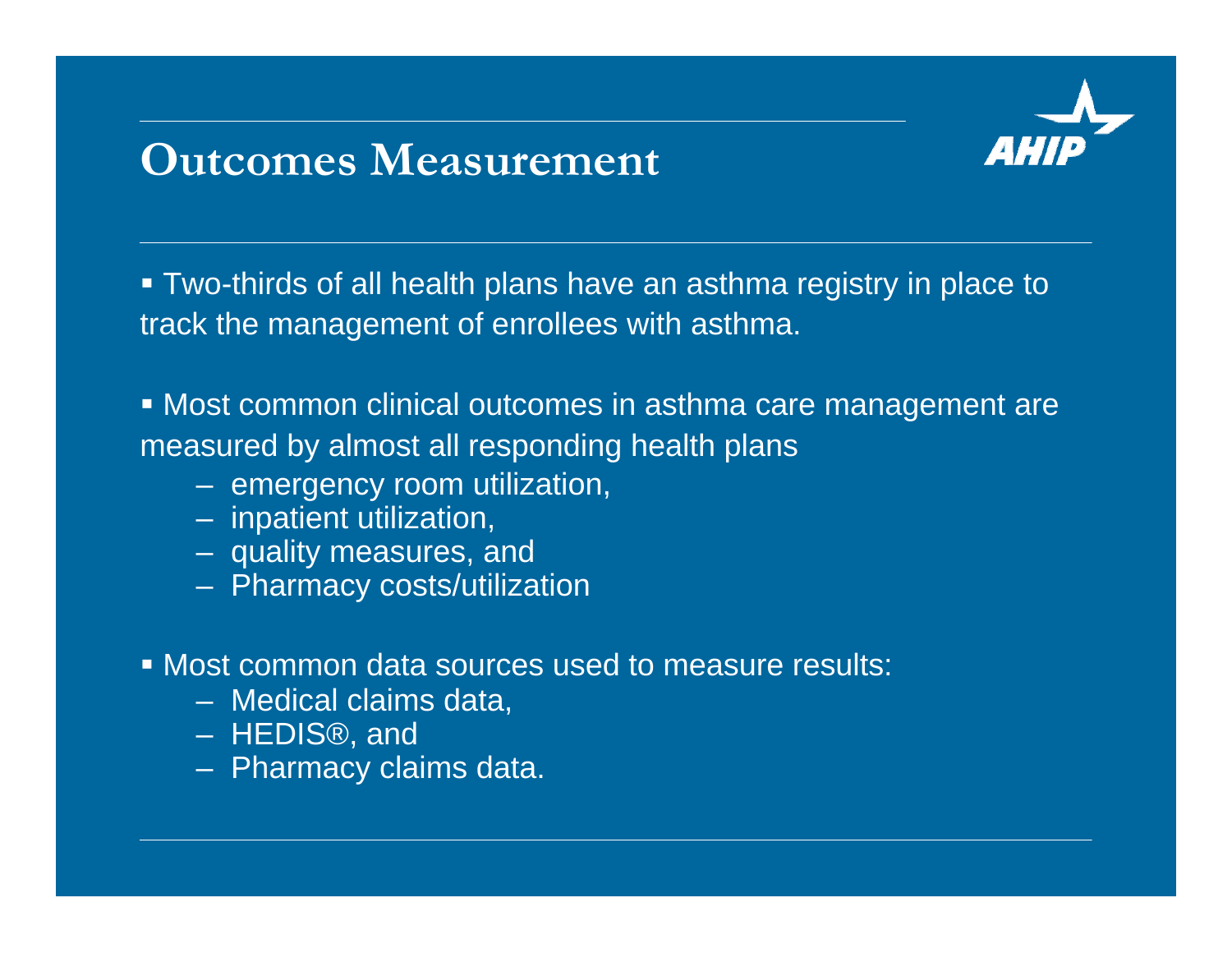# Outcomes Measurement

- Two-thirds of all health plans have an asthma registry in place to track the management of enrollees with asthma.

- Most common clinical outcomes in asthma care management are measured by almost all responding health plans
  - emergency room utilization,
  - inpatient utilization,
  - quality measures, and
  - Pharmacy costs/utilization

- Most common data sources used to measure results:
  - Medical claims data,
  - HEDIS®, and
  - Pharmacy claims data.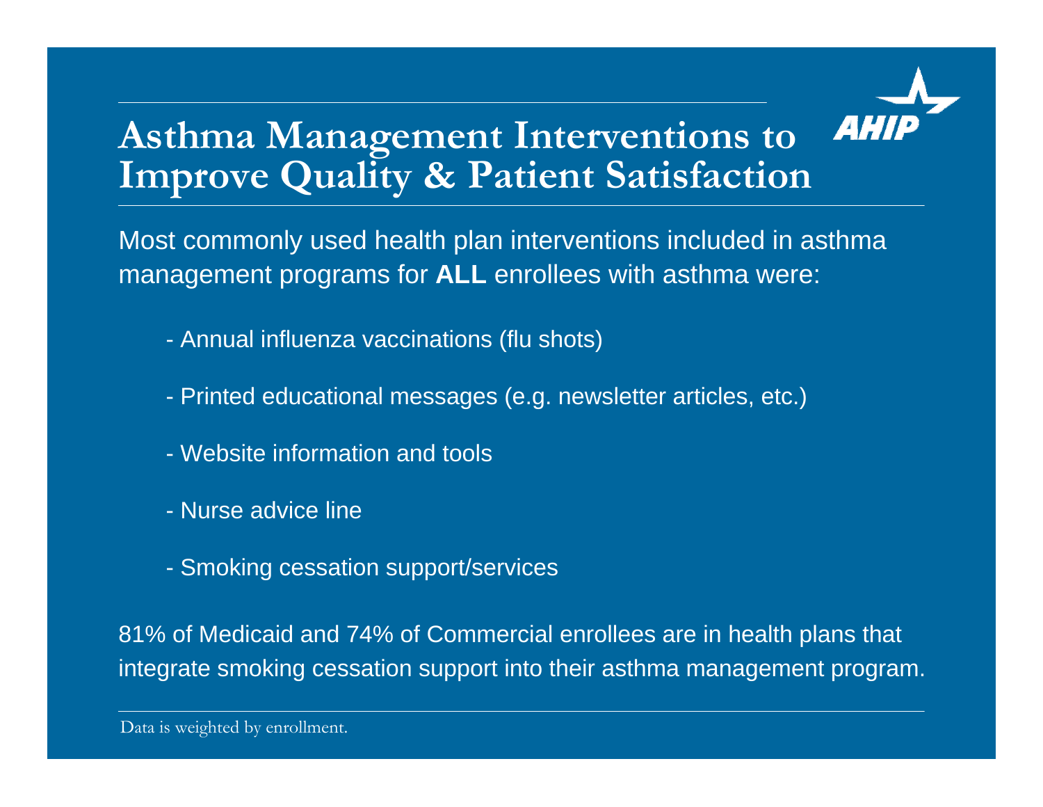# Asthma Management Interventions to Improve Quality & Patient Satisfaction

Most commonly used health plan interventions included in asthma management programs for **ALL** enrollees with asthma were:

- Annual influenza vaccinations (flu shots)
- Printed educational messages (e.g. newsletter articles, etc.)
- Website information and tools
- Nurse advice line
- Smoking cessation support/services

81% of Medicaid and 74% of Commercial enrollees are in health plans that integrate smoking cessation support into their asthma management program.

Data is weighted by enrollment.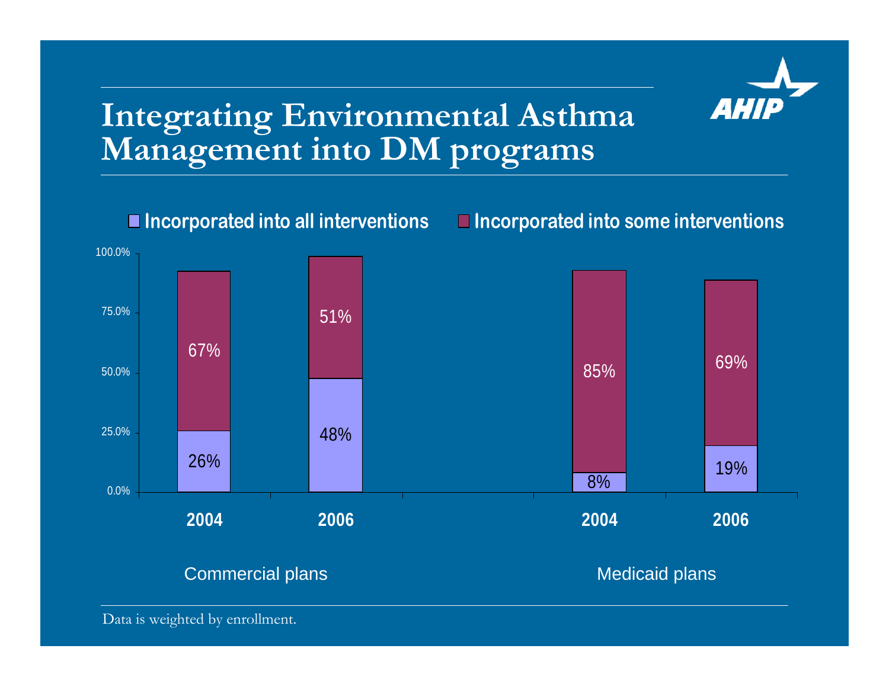# Integrating Environmental Asthma Management into DM programs

| | Commercial plans 2004 | Commercial plans 2006 | Medicaid plans 2004 | Medicaid plans 2006 |
|---|---|---|---|---|
| Incorporated into all interventions | 26% | 48% | 8% | 19% |
| Incorporated into some interventions | 67% | 51% | 85% | 69% |

Data is weighted by enrollment.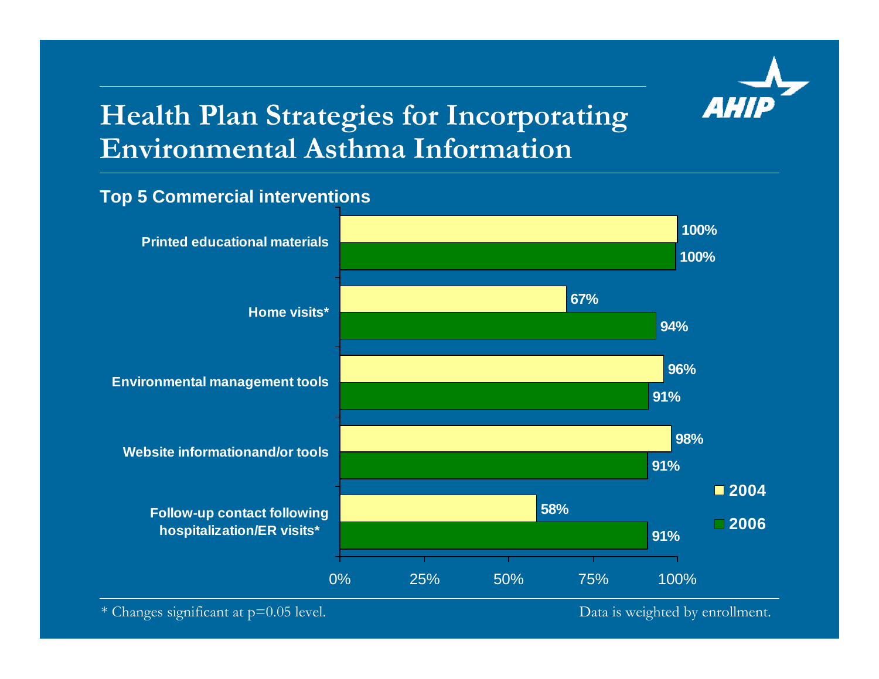# Health Plan Strategies for Incorporating Environmental Asthma Information

**Top 5 Commercial interventions**

| Intervention | 2004 | 2006 |
|---|---|---|
| Printed educational materials | 100% | 100% |
| Home visits* | 67% | 94% |
| Environmental management tools | 96% | 91% |
| Website informationand/or tools | 98% | 91% |
| Follow-up contact following hospitalization/ER visits* | 58% | 91% |

\* Changes significant at p=0.05 level.

Data is weighted by enrollment.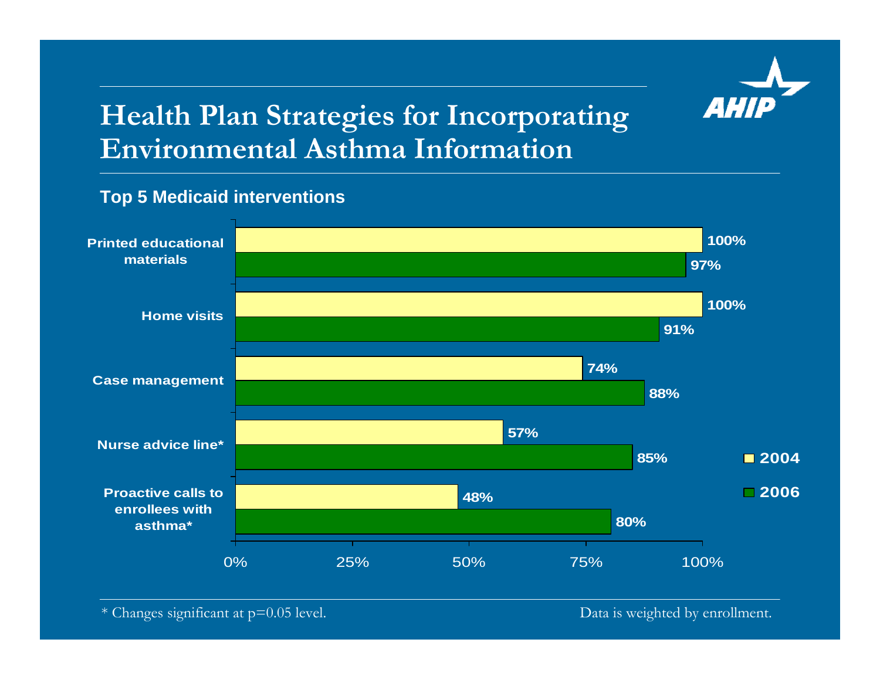# Health Plan Strategies for Incorporating Environmental Asthma Information

**Top 5 Medicaid interventions**

| Intervention | 2004 | 2006 |
|---|---|---|
| Printed educational materials | 100% | 97% |
| Home visits | 100% | 91% |
| Case management | 74% | 88% |
| Nurse advice line* | 57% | 85% |
| Proactive calls to enrollees with asthma* | 48% | 80% |

\* Changes significant at p=0.05 level.

Data is weighted by enrollment.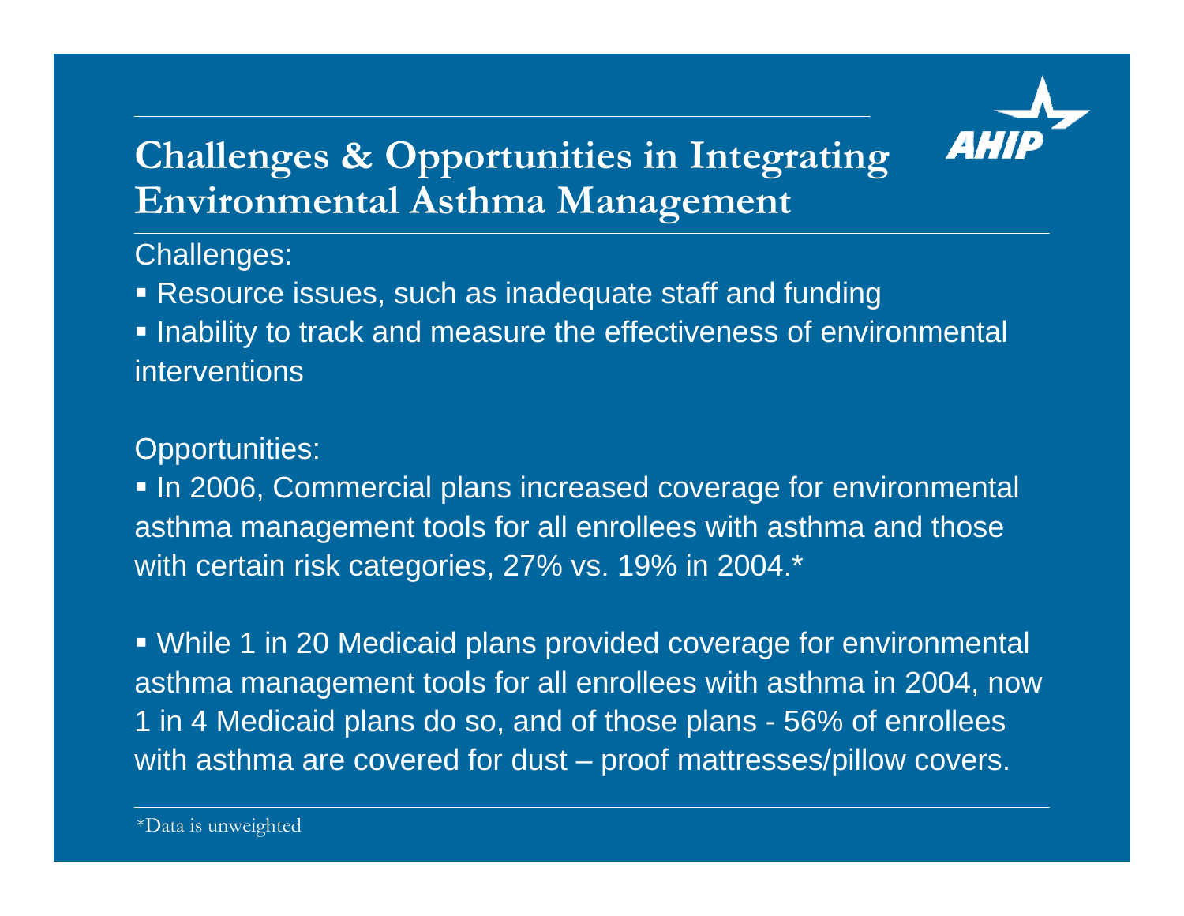# Challenges & Opportunities in Integrating Environmental Asthma Management

Challenges:

- Resource issues, such as inadequate staff and funding
- Inability to track and measure the effectiveness of environmental interventions

Opportunities:

- In 2006, Commercial plans increased coverage for environmental asthma management tools for all enrollees with asthma and those with certain risk categories, 27% vs. 19% in 2004.*

- While 1 in 20 Medicaid plans provided coverage for environmental asthma management tools for all enrollees with asthma in 2004, now 1 in 4 Medicaid plans do so, and of those plans - 56% of enrollees with asthma are covered for dust – proof mattresses/pillow covers.

*Data is unweighted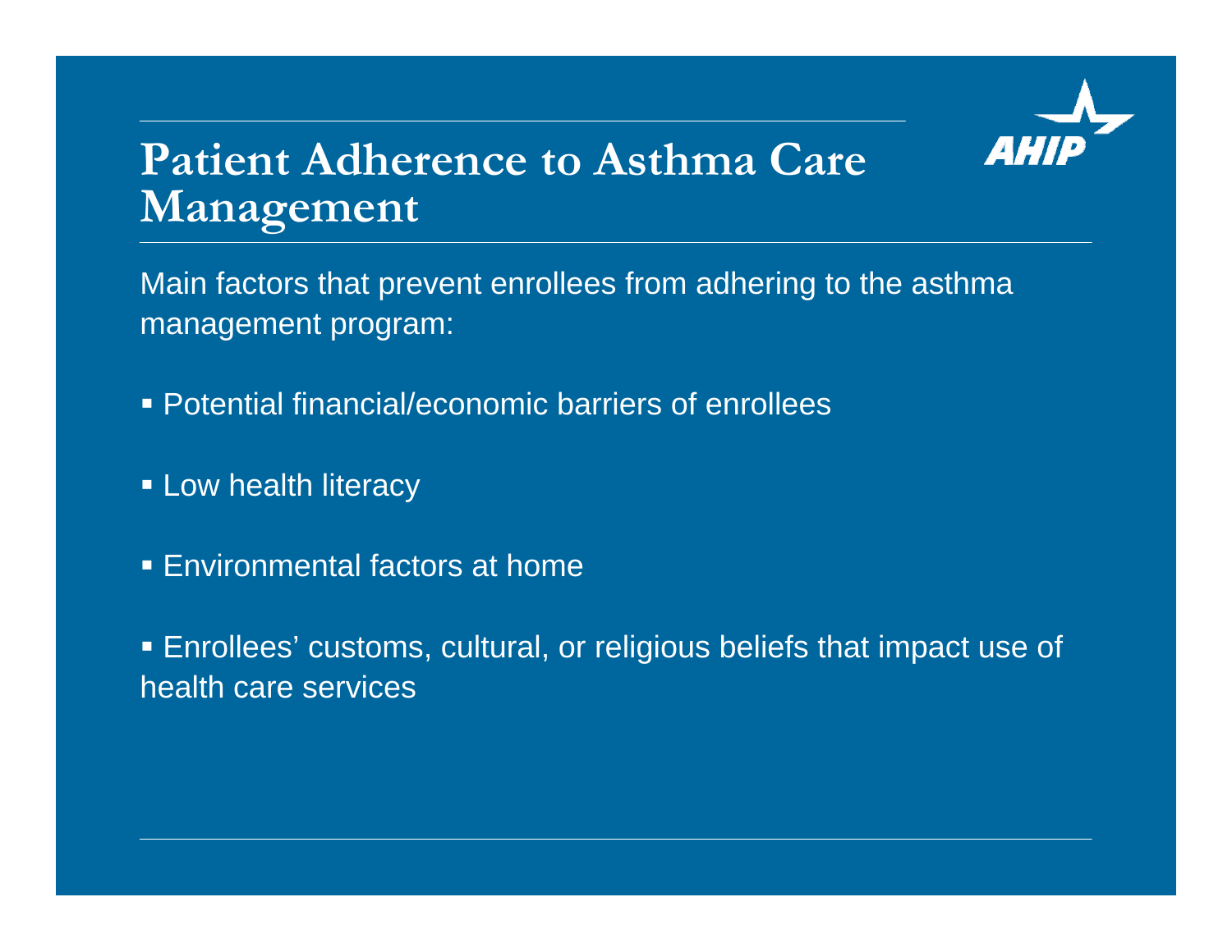# Patient Adherence to Asthma Care Management

Main factors that prevent enrollees from adhering to the asthma management program:

- Potential financial/economic barriers of enrollees
- Low health literacy
- Environmental factors at home
- Enrollees' customs, cultural, or religious beliefs that impact use of health care services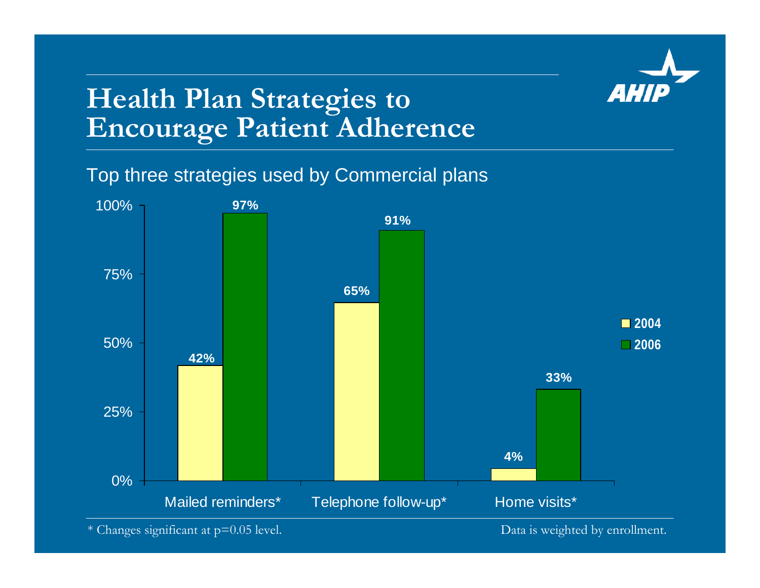# Health Plan Strategies to Encourage Patient Adherence

Top three strategies used by Commercial plans

| | 2004 | 2006 |
|---|---|---|
| Mailed reminders* | 42% | 97% |
| Telephone follow-up* | 65% | 91% |
| Home visits* | 4% | 33% |

* Changes significant at p=0.05 level.

Data is weighted by enrollment.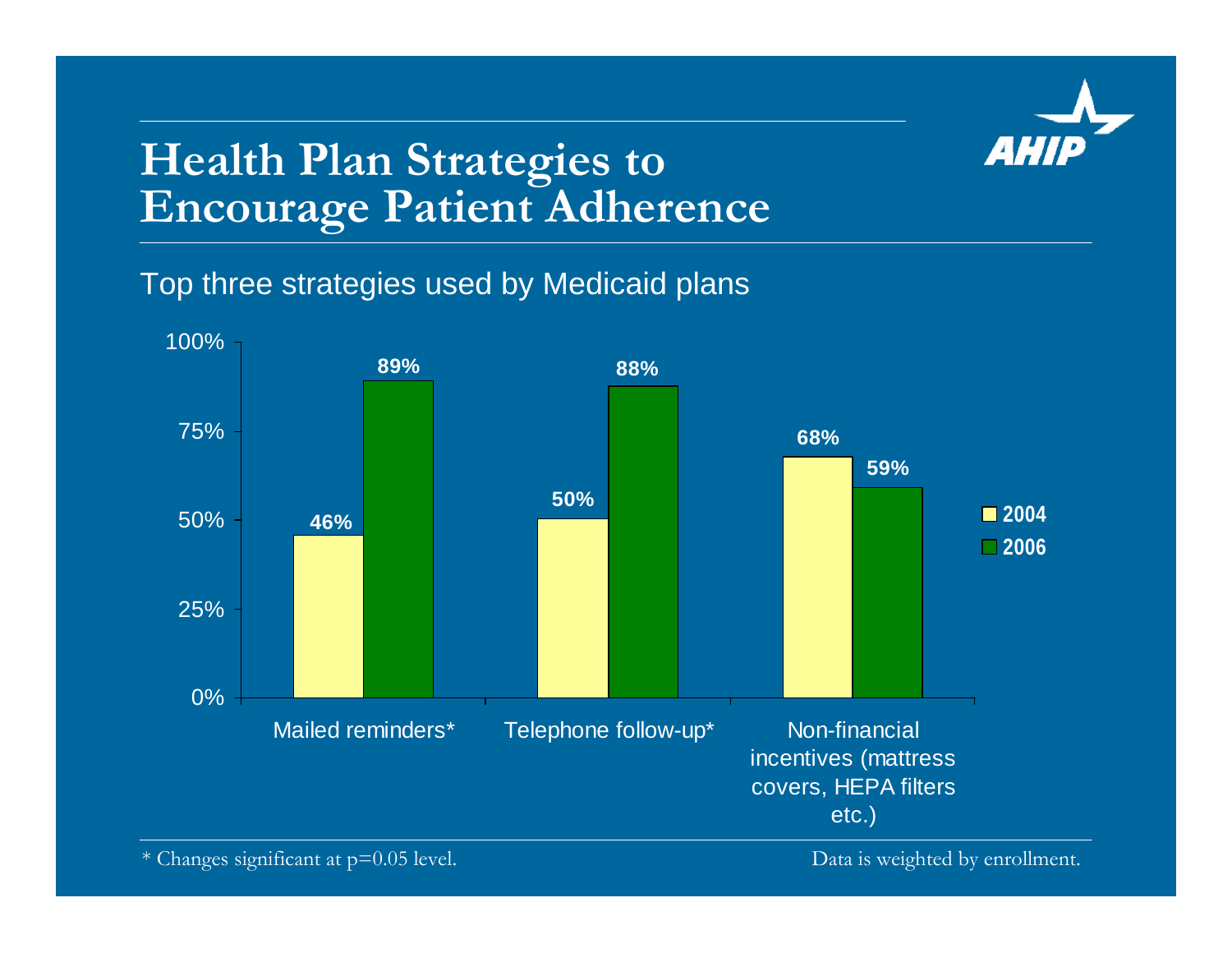# Health Plan Strategies to Encourage Patient Adherence

Top three strategies used by Medicaid plans

| Strategy | 2004 | 2006 |
|---|---|---|
| Mailed reminders* | 46% | 89% |
| Telephone follow-up* | 50% | 88% |
| Non-financial incentives (mattress covers, HEPA filters etc.) | 68% | 59% |

\* Changes significant at p=0.05 level.

Data is weighted by enrollment.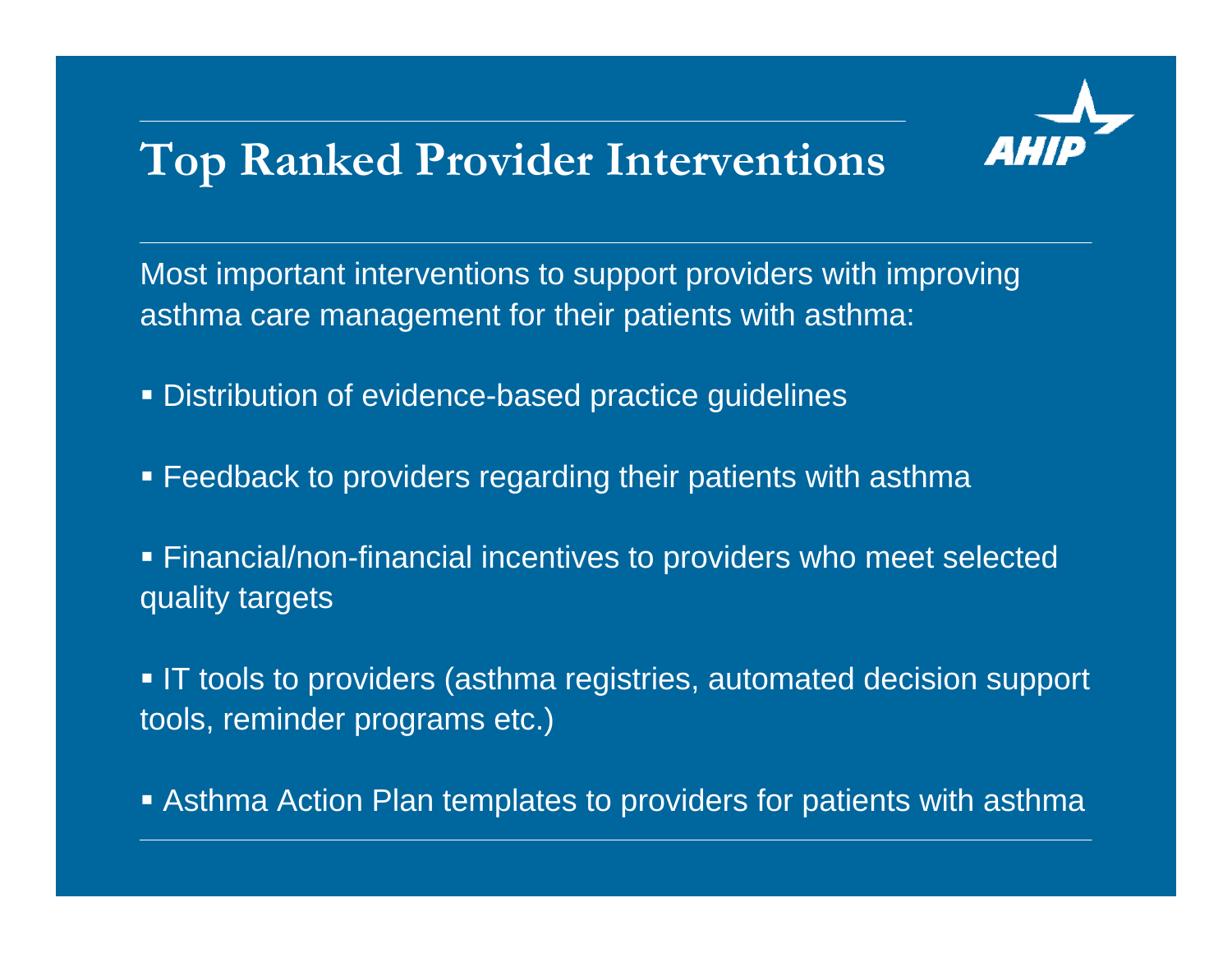# Top Ranked Provider Interventions

Most important interventions to support providers with improving asthma care management for their patients with asthma:

- Distribution of evidence-based practice guidelines
- Feedback to providers regarding their patients with asthma
- Financial/non-financial incentives to providers who meet selected quality targets
- IT tools to providers (asthma registries, automated decision support tools, reminder programs etc.)
- Asthma Action Plan templates to providers for patients with asthma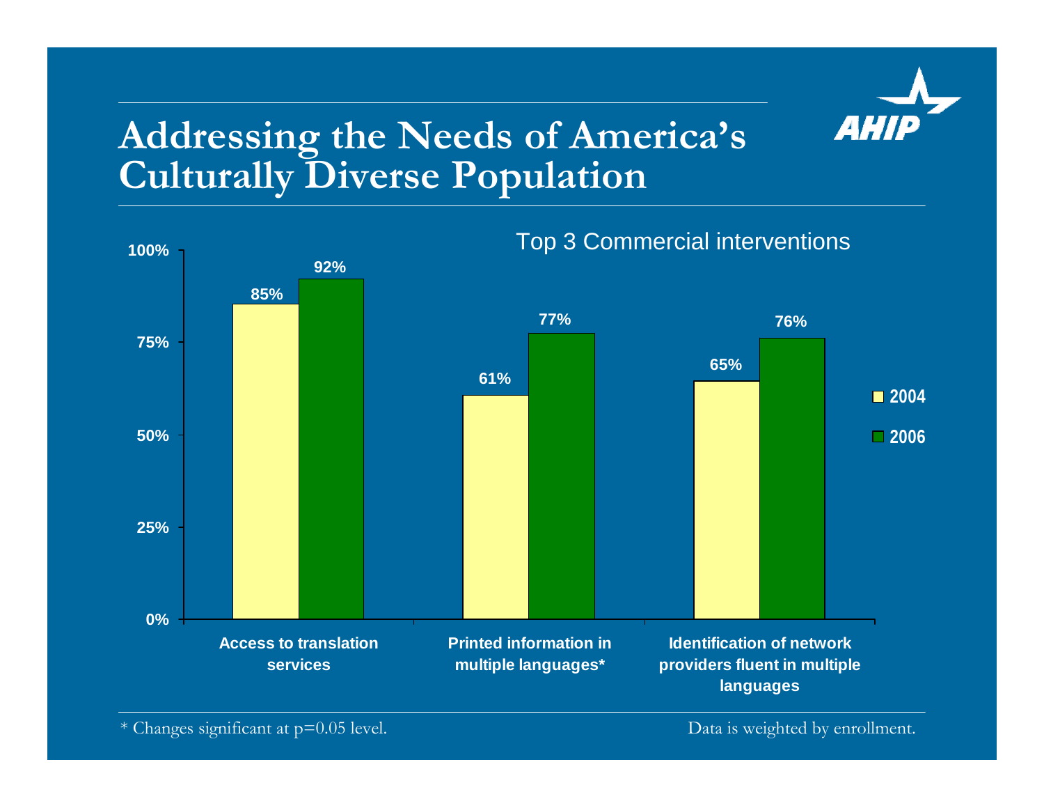# Addressing the Needs of America's Culturally Diverse Population

**Top 3 Commercial interventions**

| Intervention | 2004 | 2006 |
|---|---|---|
| Access to translation services | 85% | 92% |
| Printed information in multiple languages* | 61% | 77% |
| Identification of network providers fluent in multiple languages | 65% | 76% |

\* Changes significant at p=0.05 level.

Data is weighted by enrollment.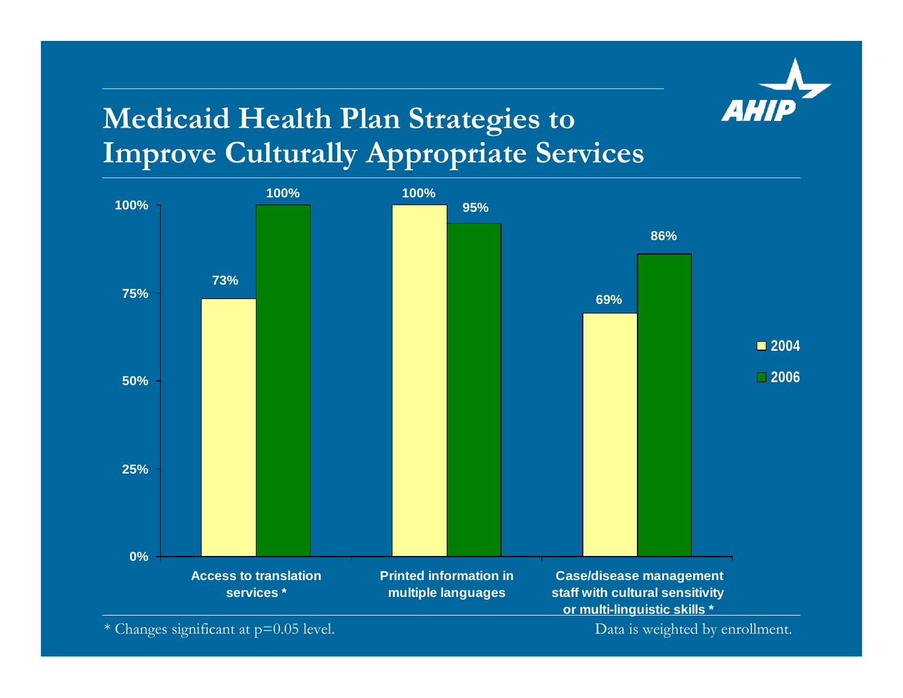# Medicaid Health Plan Strategies to Improve Culturally Appropriate Services

| | 2004 | 2006 |
|---|---|---|
| Access to translation services * | 73% | 100% |
| Printed information in multiple languages | 100% | 95% |
| Case/disease management staff with cultural sensitivity or multi-linguistic skills * | 69% | 86% |

\* Changes significant at $p=0.05$ level.

Data is weighted by enrollment.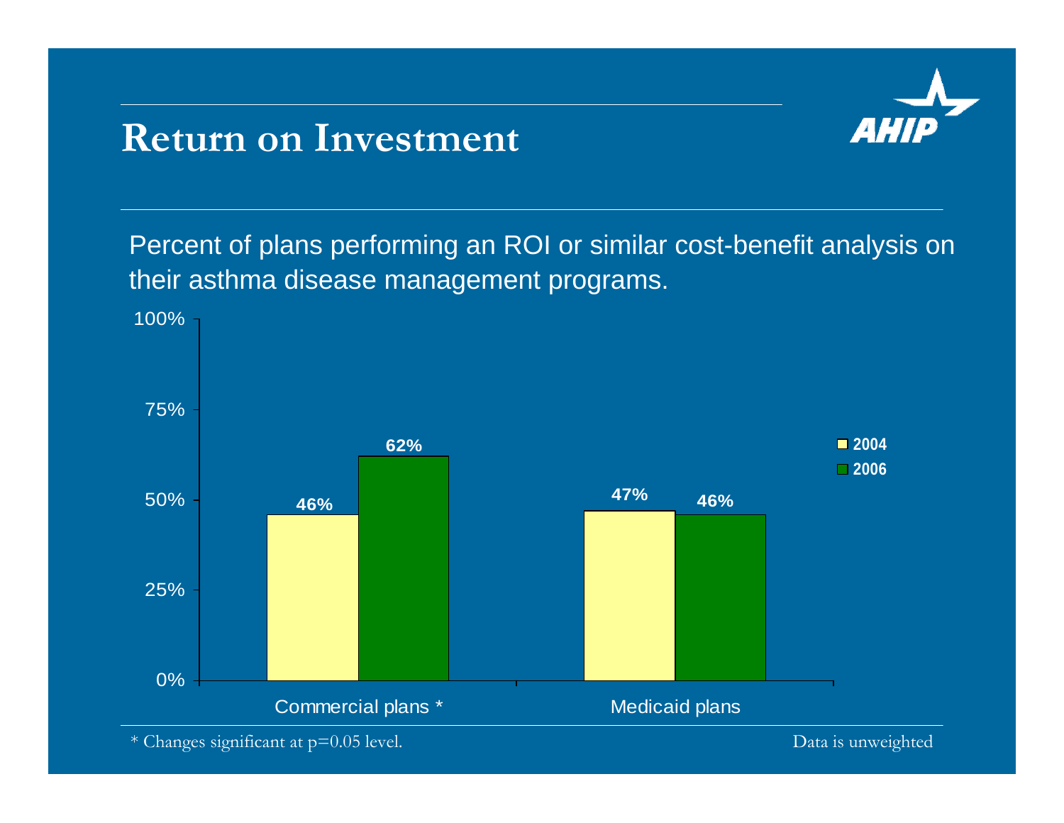# Return on Investment

Percent of plans performing an ROI or similar cost-benefit analysis on their asthma disease management programs.

| | 2004 | 2006 |
|---|---|---|
| Commercial plans * | 46% | 62% |
| Medicaid plans | 47% | 46% |

* Changes significant at p=0.05 level.

Data is unweighted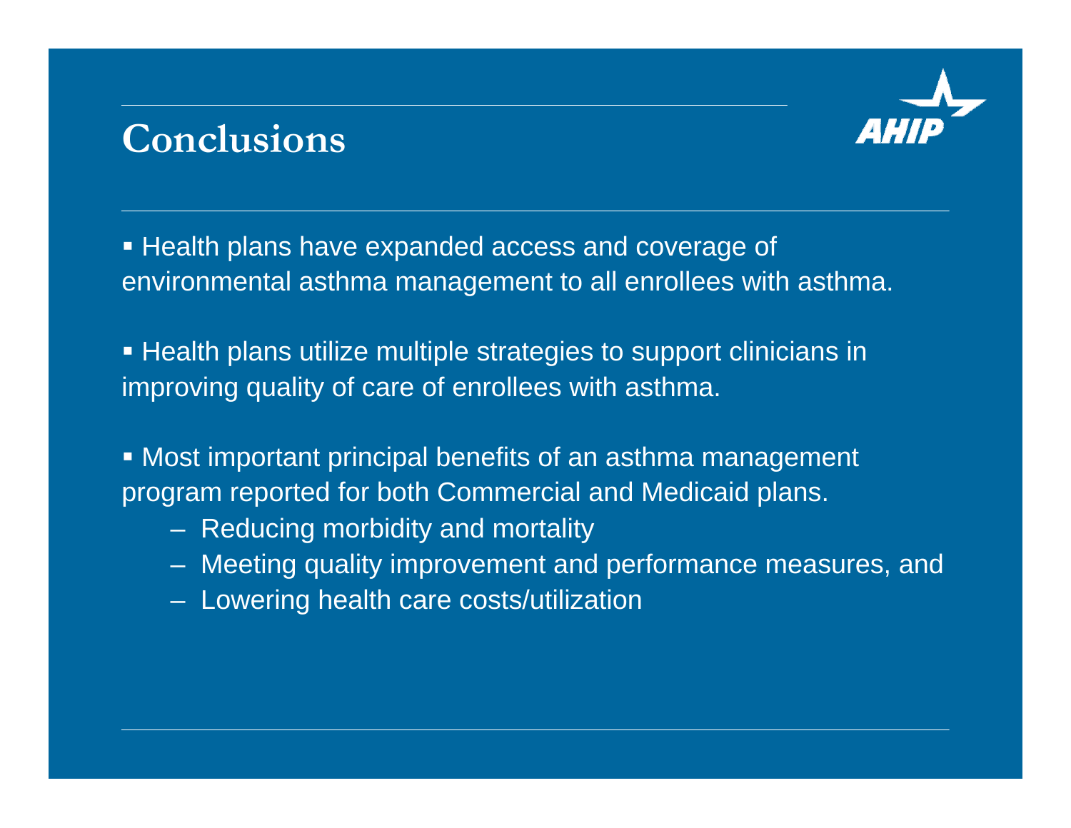# Conclusions

- Health plans have expanded access and coverage of environmental asthma management to all enrollees with asthma.

- Health plans utilize multiple strategies to support clinicians in improving quality of care of enrollees with asthma.

- Most important principal benefits of an asthma management program reported for both Commercial and Medicaid plans.
  - Reducing morbidity and mortality
  - Meeting quality improvement and performance measures, and
  - Lowering health care costs/utilization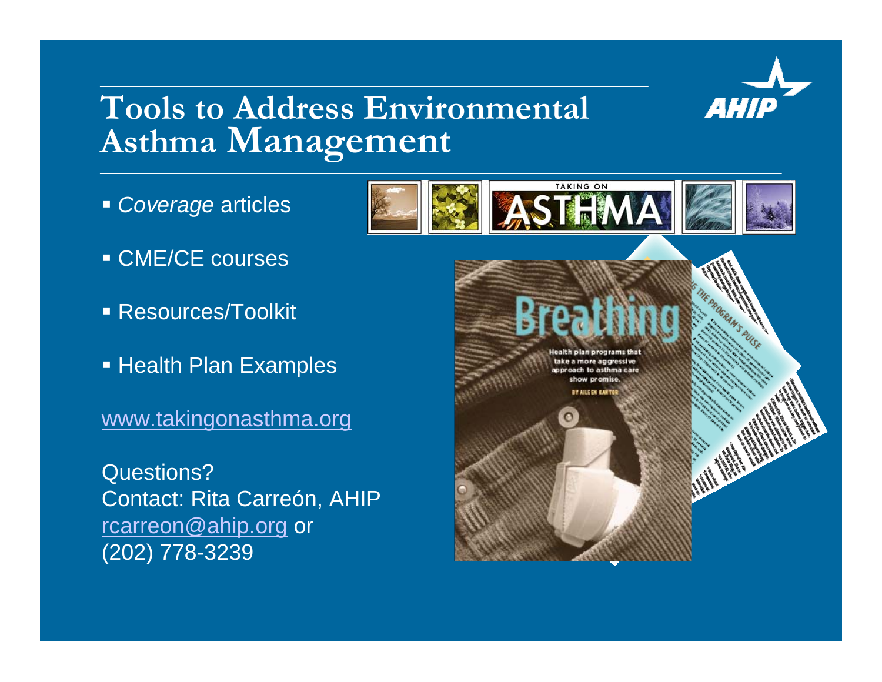# Tools to Address Environmental Asthma Management

- *Coverage* articles
- CME/CE courses
- Resources/Toolkit
- Health Plan Examples

www.takingonasthma.org

Questions?
Contact: Rita Carreón, AHIP
rcarreon@ahip.org or
(202) 778-3239